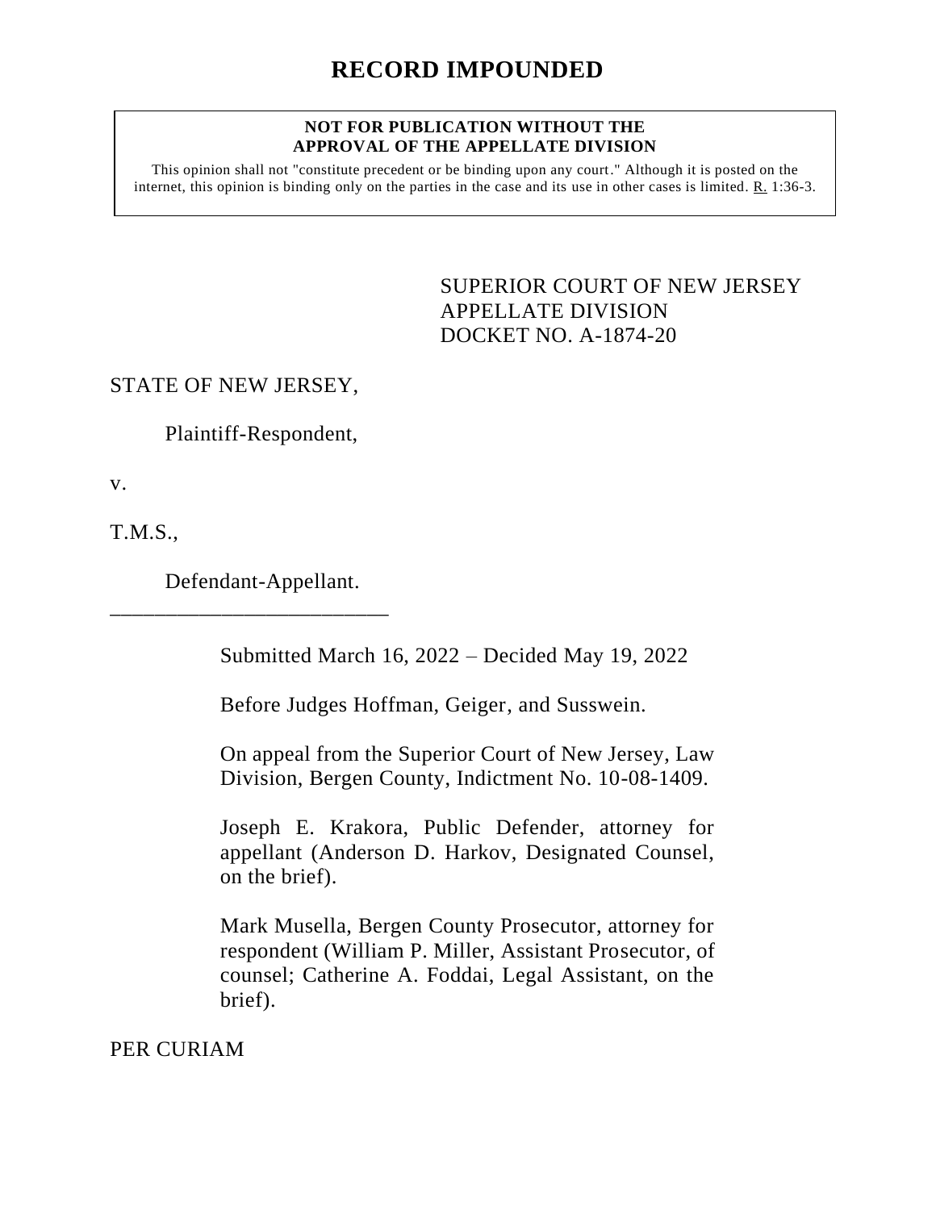# RECORD IMPOUNDED

**NOT FOR PUBLICATION WITHOUT THE APPROVAL OF THE APPELLATE DIVISION**

This opinion shall not "constitute precedent or be binding upon any court." Although it is posted on the internet, this opinion is binding only on the parties in the case and its use in other cases is limited. R. 1:36-3.

SUPERIOR COURT OF NEW JERSEY
APPELLATE DIVISION
DOCKET NO. A-1874-20

STATE OF NEW JERSEY,

Plaintiff-Respondent,

v.

T.M.S.,

Defendant-Appellant.

_________________________

Submitted March 16, 2022 – Decided May 19, 2022

Before Judges Hoffman, Geiger, and Susswein.

On appeal from the Superior Court of New Jersey, Law Division, Bergen County, Indictment No. 10-08-1409.

Joseph E. Krakora, Public Defender, attorney for appellant (Anderson D. Harkov, Designated Counsel, on the brief).

Mark Musella, Bergen County Prosecutor, attorney for respondent (William P. Miller, Assistant Prosecutor, of counsel; Catherine A. Foddai, Legal Assistant, on the brief).

PER CURIAM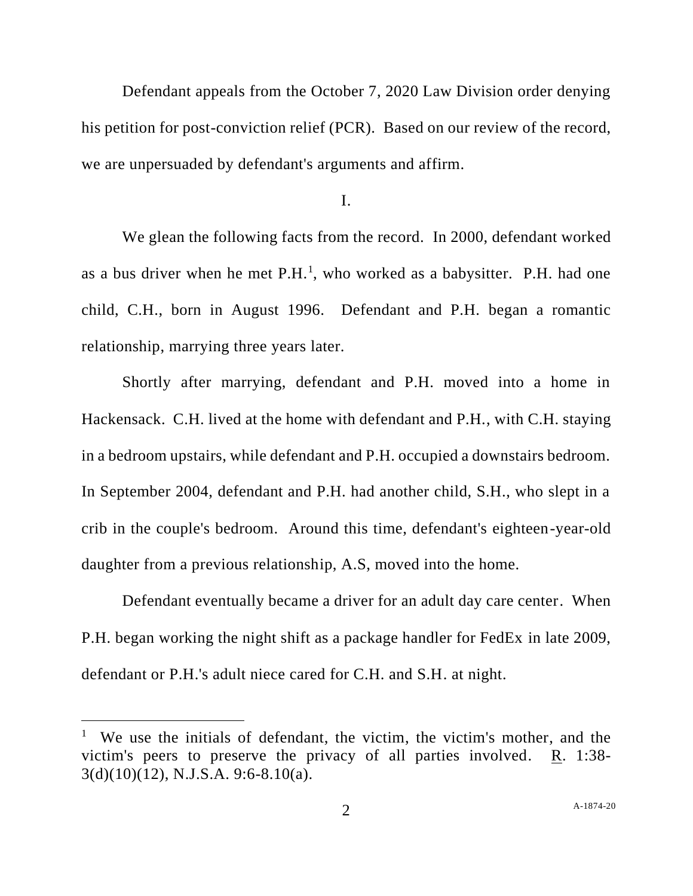Defendant appeals from the October 7, 2020 Law Division order denying his petition for post-conviction relief (PCR). Based on our review of the record, we are unpersuaded by defendant's arguments and affirm.

I.

We glean the following facts from the record. In 2000, defendant worked as a bus driver when he met P.H.[1], who worked as a babysitter. P.H. had one child, C.H., born in August 1996. Defendant and P.H. began a romantic relationship, marrying three years later.

Shortly after marrying, defendant and P.H. moved into a home in Hackensack. C.H. lived at the home with defendant and P.H., with C.H. staying in a bedroom upstairs, while defendant and P.H. occupied a downstairs bedroom. In September 2004, defendant and P.H. had another child, S.H., who slept in a crib in the couple's bedroom. Around this time, defendant's eighteen-year-old daughter from a previous relationship, A.S, moved into the home.

Defendant eventually became a driver for an adult day care center. When P.H. began working the night shift as a package handler for FedEx in late 2009, defendant or P.H.'s adult niece cared for C.H. and S.H. at night.

---

[1] We use the initials of defendant, the victim, the victim's mother, and the victim's peers to preserve the privacy of all parties involved. R. 1:38-3(d)(10)(12), N.J.S.A. 9:6-8.10(a).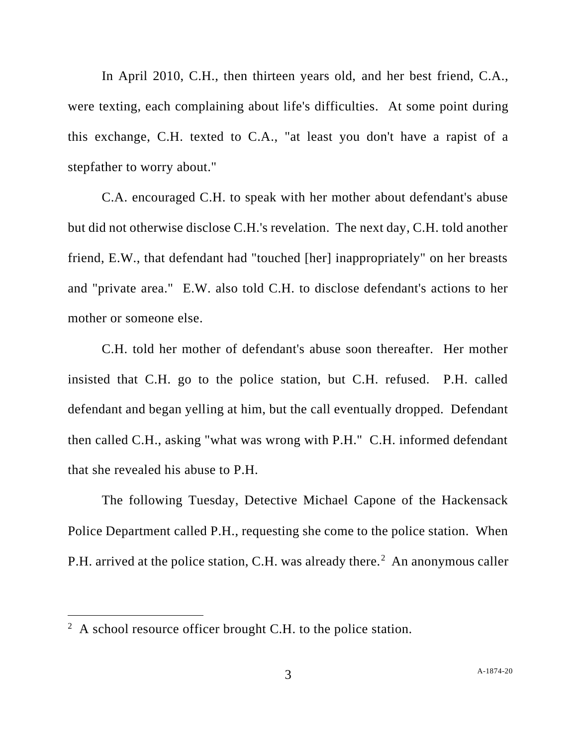In April 2010, C.H., then thirteen years old, and her best friend, C.A., were texting, each complaining about life's difficulties. At some point during this exchange, C.H. texted to C.A., "at least you don't have a rapist of a stepfather to worry about."

C.A. encouraged C.H. to speak with her mother about defendant's abuse but did not otherwise disclose C.H.'s revelation. The next day, C.H. told another friend, E.W., that defendant had "touched [her] inappropriately" on her breasts and "private area." E.W. also told C.H. to disclose defendant's actions to her mother or someone else.

C.H. told her mother of defendant's abuse soon thereafter. Her mother insisted that C.H. go to the police station, but C.H. refused. P.H. called defendant and began yelling at him, but the call eventually dropped. Defendant then called C.H., asking "what was wrong with P.H." C.H. informed defendant that she revealed his abuse to P.H.

The following Tuesday, Detective Michael Capone of the Hackensack Police Department called P.H., requesting she come to the police station. When P.H. arrived at the police station, C.H. was already there.[2] An anonymous caller

---

[2] A school resource officer brought C.H. to the police station.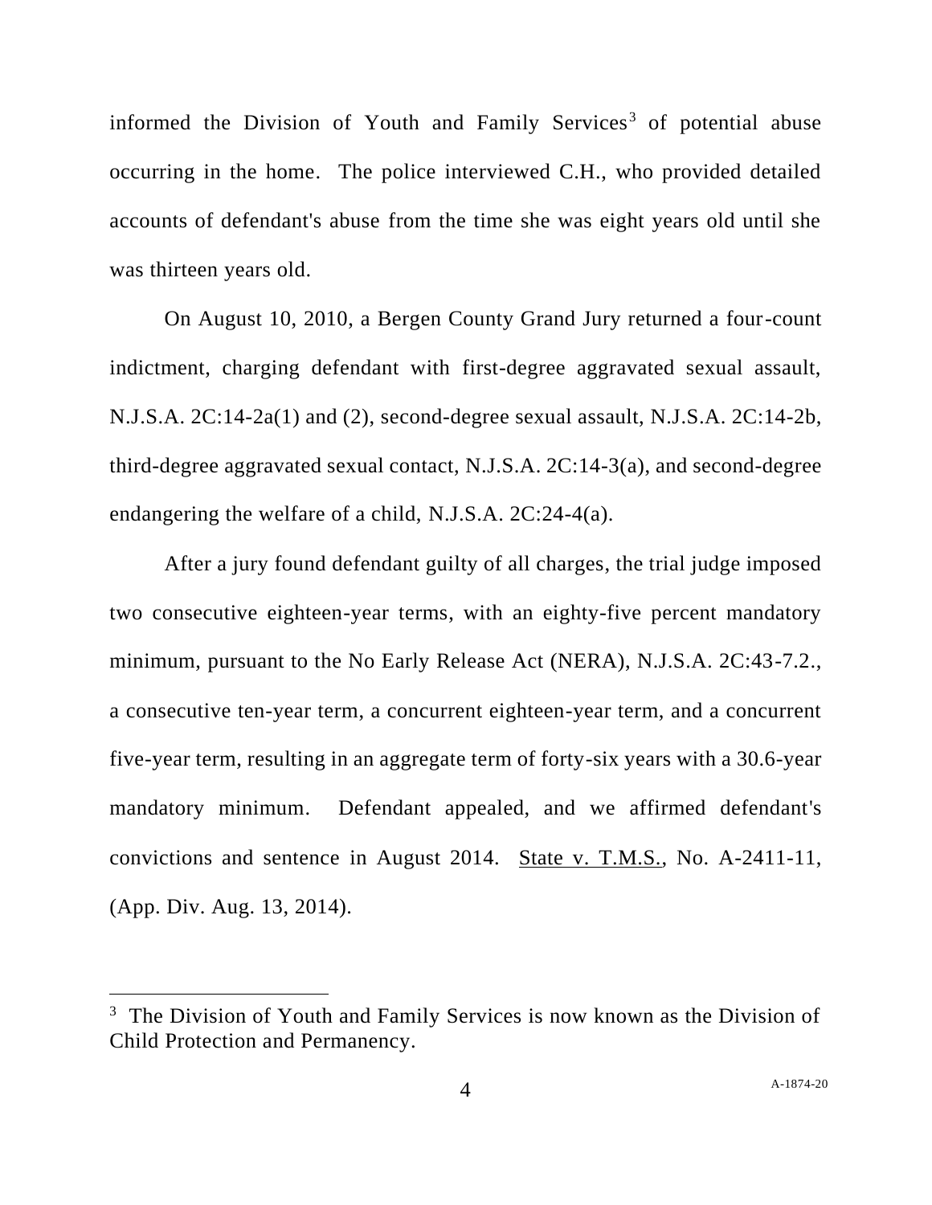informed the Division of Youth and Family Services[3] of potential abuse occurring in the home. The police interviewed C.H., who provided detailed accounts of defendant's abuse from the time she was eight years old until she was thirteen years old.

On August 10, 2010, a Bergen County Grand Jury returned a four-count indictment, charging defendant with first-degree aggravated sexual assault, N.J.S.A. 2C:14-2a(1) and (2), second-degree sexual assault, N.J.S.A. 2C:14-2b, third-degree aggravated sexual contact, N.J.S.A. 2C:14-3(a), and second-degree endangering the welfare of a child, N.J.S.A. 2C:24-4(a).

After a jury found defendant guilty of all charges, the trial judge imposed two consecutive eighteen-year terms, with an eighty-five percent mandatory minimum, pursuant to the No Early Release Act (NERA), N.J.S.A. 2C:43-7.2., a consecutive ten-year term, a concurrent eighteen-year term, and a concurrent five-year term, resulting in an aggregate term of forty-six years with a 30.6-year mandatory minimum. Defendant appealed, and we affirmed defendant's convictions and sentence in August 2014. State v. T.M.S., No. A-2411-11, (App. Div. Aug. 13, 2014).

---

[3] The Division of Youth and Family Services is now known as the Division of Child Protection and Permanency.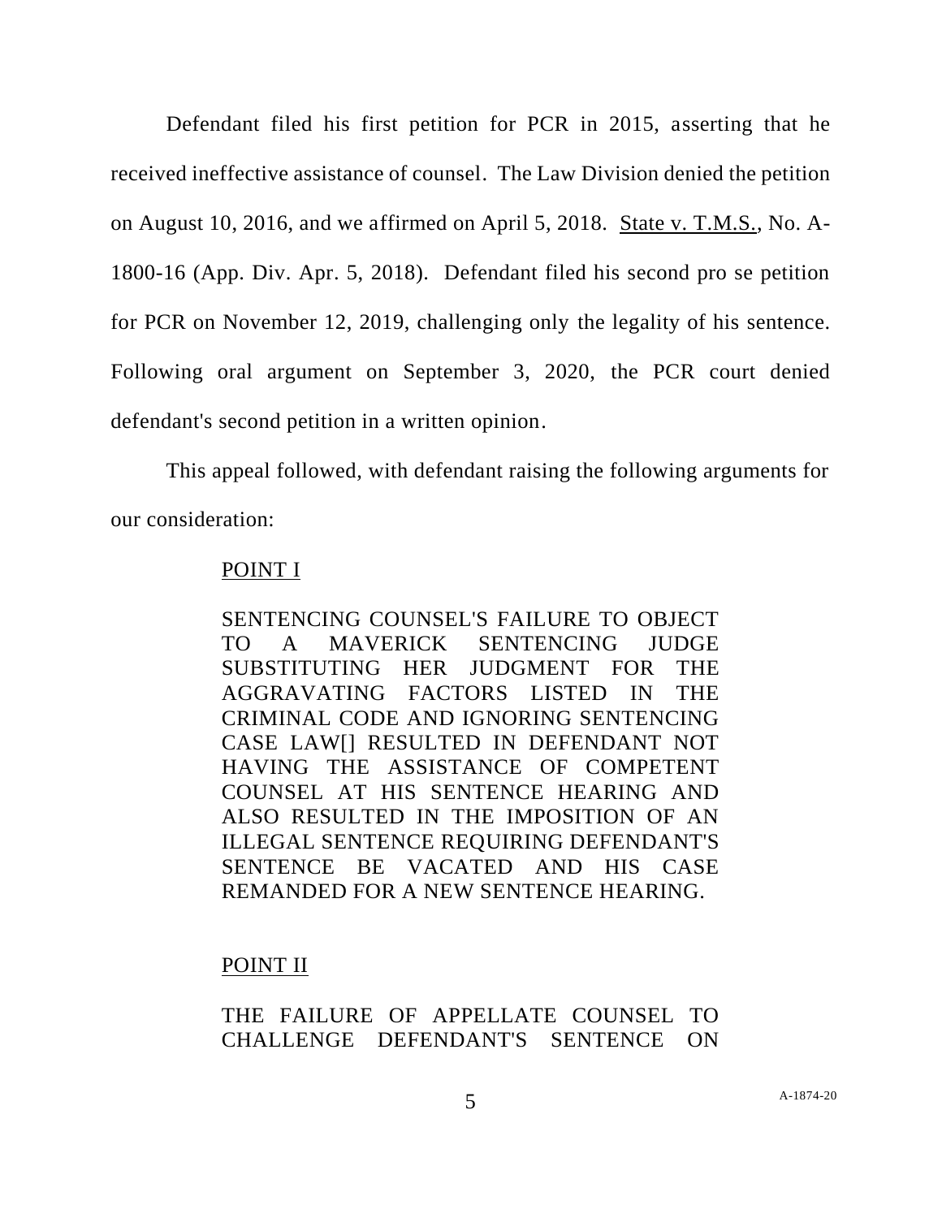Defendant filed his first petition for PCR in 2015, asserting that he received ineffective assistance of counsel. The Law Division denied the petition on August 10, 2016, and we affirmed on April 5, 2018. State v. T.M.S., No. A-1800-16 (App. Div. Apr. 5, 2018). Defendant filed his second pro se petition for PCR on November 12, 2019, challenging only the legality of his sentence. Following oral argument on September 3, 2020, the PCR court denied defendant's second petition in a written opinion.

This appeal followed, with defendant raising the following arguments for our consideration:

> POINT I
>
> SENTENCING COUNSEL'S FAILURE TO OBJECT TO A MAVERICK SENTENCING JUDGE SUBSTITUTING HER JUDGMENT FOR THE AGGRAVATING FACTORS LISTED IN THE CRIMINAL CODE AND IGNORING SENTENCING CASE LAW[] RESULTED IN DEFENDANT NOT HAVING THE ASSISTANCE OF COMPETENT COUNSEL AT HIS SENTENCE HEARING AND ALSO RESULTED IN THE IMPOSITION OF AN ILLEGAL SENTENCE REQUIRING DEFENDANT'S SENTENCE BE VACATED AND HIS CASE REMANDED FOR A NEW SENTENCE HEARING.
>
> POINT II
>
> THE FAILURE OF APPELLATE COUNSEL TO CHALLENGE DEFENDANT'S SENTENCE ON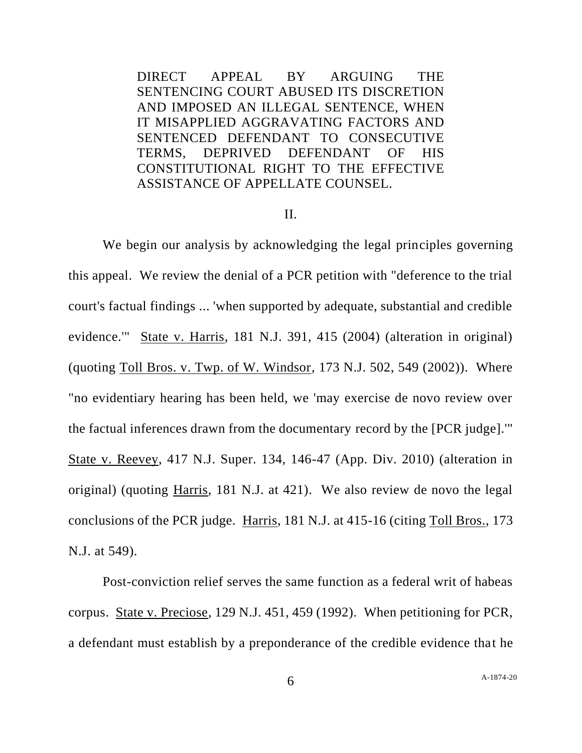DIRECT APPEAL BY ARGUING THE SENTENCING COURT ABUSED ITS DISCRETION AND IMPOSED AN ILLEGAL SENTENCE, WHEN IT MISAPPLIED AGGRAVATING FACTORS AND SENTENCED DEFENDANT TO CONSECUTIVE TERMS, DEPRIVED DEFENDANT OF HIS CONSTITUTIONAL RIGHT TO THE EFFECTIVE ASSISTANCE OF APPELLATE COUNSEL.

## II.

We begin our analysis by acknowledging the legal principles governing this appeal. We review the denial of a PCR petition with "deference to the trial court's factual findings ... 'when supported by adequate, substantial and credible evidence.'" State v. Harris, 181 N.J. 391, 415 (2004) (alteration in original) (quoting Toll Bros. v. Twp. of W. Windsor, 173 N.J. 502, 549 (2002)). Where "no evidentiary hearing has been held, we 'may exercise de novo review over the factual inferences drawn from the documentary record by the [PCR judge].'" State v. Reevey, 417 N.J. Super. 134, 146-47 (App. Div. 2010) (alteration in original) (quoting Harris, 181 N.J. at 421). We also review de novo the legal conclusions of the PCR judge. Harris, 181 N.J. at 415-16 (citing Toll Bros., 173 N.J. at 549).

Post-conviction relief serves the same function as a federal writ of habeas corpus. State v. Preciose, 129 N.J. 451, 459 (1992). When petitioning for PCR, a defendant must establish by a preponderance of the credible evidence that he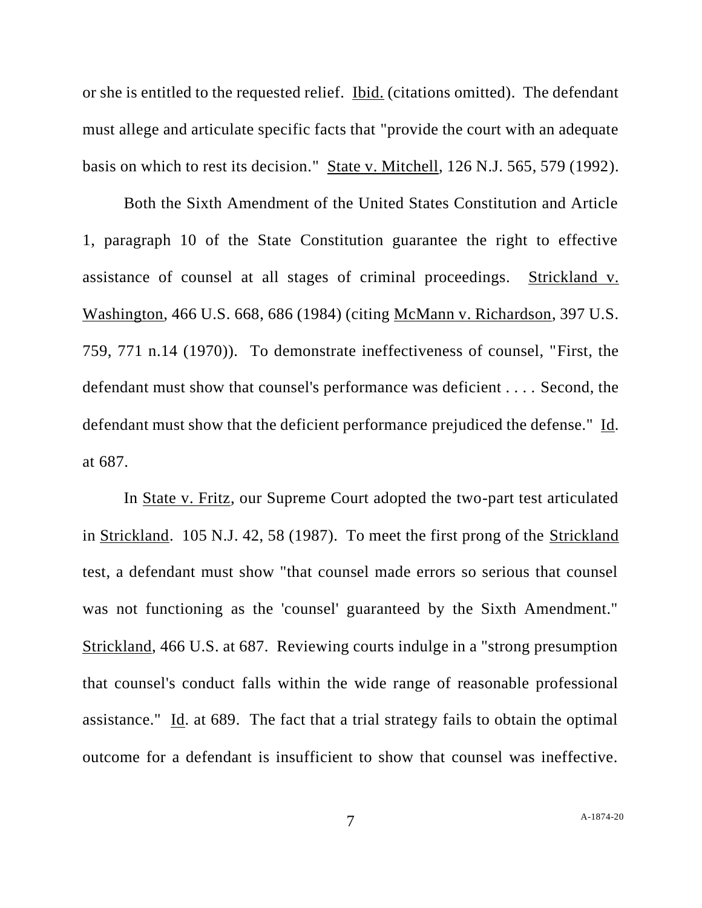or she is entitled to the requested relief. Ibid. (citations omitted). The defendant must allege and articulate specific facts that "provide the court with an adequate basis on which to rest its decision." State v. Mitchell, 126 N.J. 565, 579 (1992).

Both the Sixth Amendment of the United States Constitution and Article 1, paragraph 10 of the State Constitution guarantee the right to effective assistance of counsel at all stages of criminal proceedings. Strickland v. Washington, 466 U.S. 668, 686 (1984) (citing McMann v. Richardson, 397 U.S. 759, 771 n.14 (1970)). To demonstrate ineffectiveness of counsel, "First, the defendant must show that counsel's performance was deficient . . . . Second, the defendant must show that the deficient performance prejudiced the defense." Id. at 687.

In State v. Fritz, our Supreme Court adopted the two-part test articulated in Strickland. 105 N.J. 42, 58 (1987). To meet the first prong of the Strickland test, a defendant must show "that counsel made errors so serious that counsel was not functioning as the 'counsel' guaranteed by the Sixth Amendment." Strickland, 466 U.S. at 687. Reviewing courts indulge in a "strong presumption that counsel's conduct falls within the wide range of reasonable professional assistance." Id. at 689. The fact that a trial strategy fails to obtain the optimal outcome for a defendant is insufficient to show that counsel was ineffective.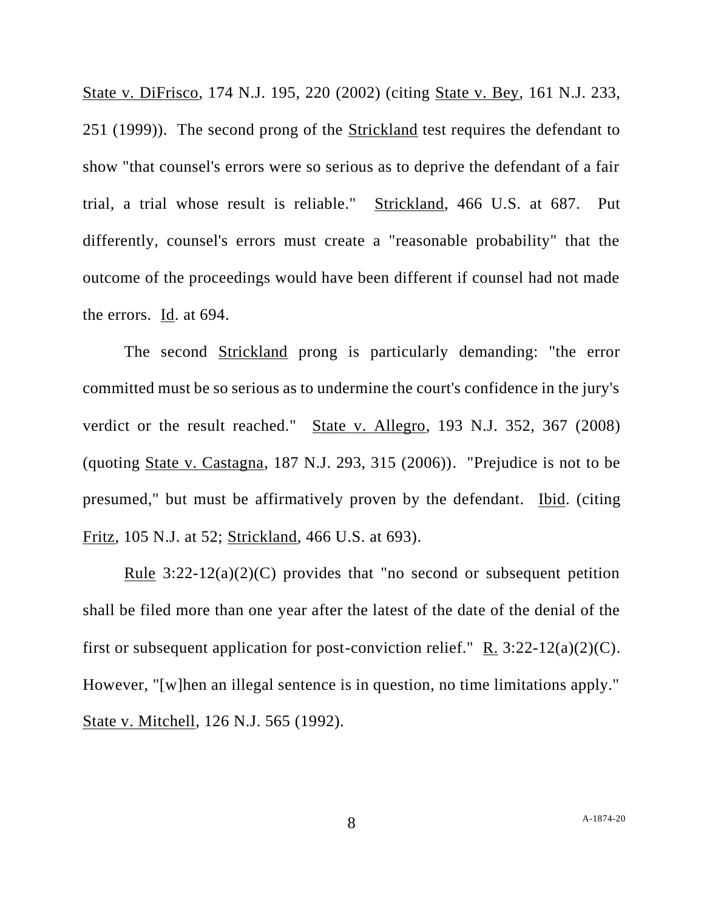State v. DiFrisco, 174 N.J. 195, 220 (2002) (citing State v. Bey, 161 N.J. 233, 251 (1999)). The second prong of the Strickland test requires the defendant to show "that counsel's errors were so serious as to deprive the defendant of a fair trial, a trial whose result is reliable." Strickland, 466 U.S. at 687. Put differently, counsel's errors must create a "reasonable probability" that the outcome of the proceedings would have been different if counsel had not made the errors. Id. at 694.

The second Strickland prong is particularly demanding: "the error committed must be so serious as to undermine the court's confidence in the jury's verdict or the result reached." State v. Allegro, 193 N.J. 352, 367 (2008) (quoting State v. Castagna, 187 N.J. 293, 315 (2006)). "Prejudice is not to be presumed," but must be affirmatively proven by the defendant. Ibid. (citing Fritz, 105 N.J. at 52; Strickland, 466 U.S. at 693).

Rule 3:22-12(a)(2)(C) provides that "no second or subsequent petition shall be filed more than one year after the latest of the date of the denial of the first or subsequent application for post-conviction relief." R. 3:22-12(a)(2)(C). However, "[w]hen an illegal sentence is in question, no time limitations apply." State v. Mitchell, 126 N.J. 565 (1992).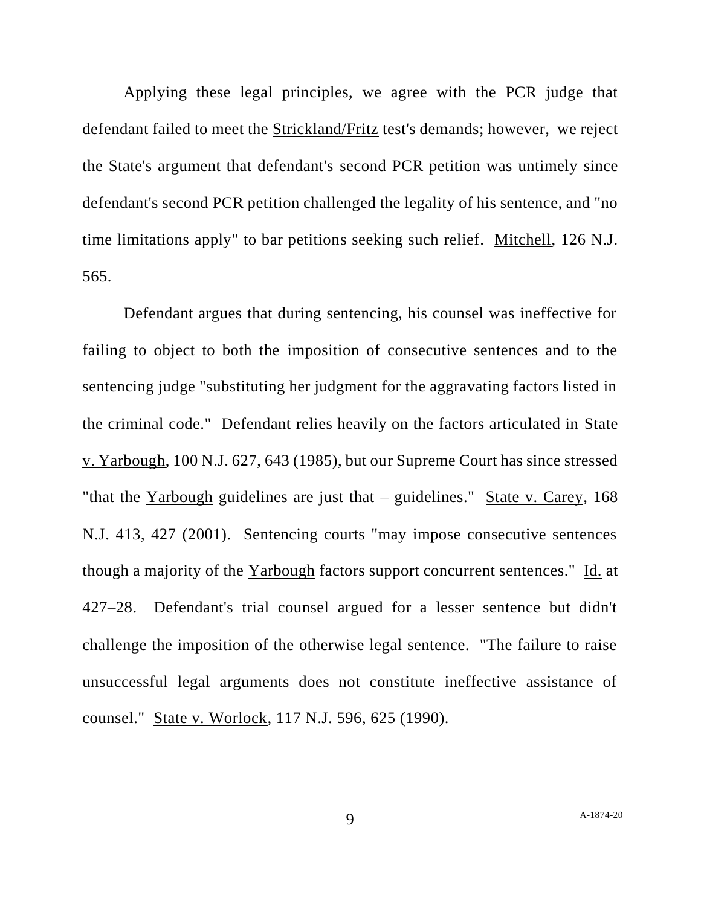Applying these legal principles, we agree with the PCR judge that defendant failed to meet the Strickland/Fritz test's demands; however, we reject the State's argument that defendant's second PCR petition was untimely since defendant's second PCR petition challenged the legality of his sentence, and "no time limitations apply" to bar petitions seeking such relief. Mitchell, 126 N.J. 565.

Defendant argues that during sentencing, his counsel was ineffective for failing to object to both the imposition of consecutive sentences and to the sentencing judge "substituting her judgment for the aggravating factors listed in the criminal code." Defendant relies heavily on the factors articulated in State v. Yarbough, 100 N.J. 627, 643 (1985), but our Supreme Court has since stressed "that the Yarbough guidelines are just that – guidelines." State v. Carey, 168 N.J. 413, 427 (2001). Sentencing courts "may impose consecutive sentences though a majority of the Yarbough factors support concurrent sentences." Id. at 427–28. Defendant's trial counsel argued for a lesser sentence but didn't challenge the imposition of the otherwise legal sentence. "The failure to raise unsuccessful legal arguments does not constitute ineffective assistance of counsel." State v. Worlock, 117 N.J. 596, 625 (1990).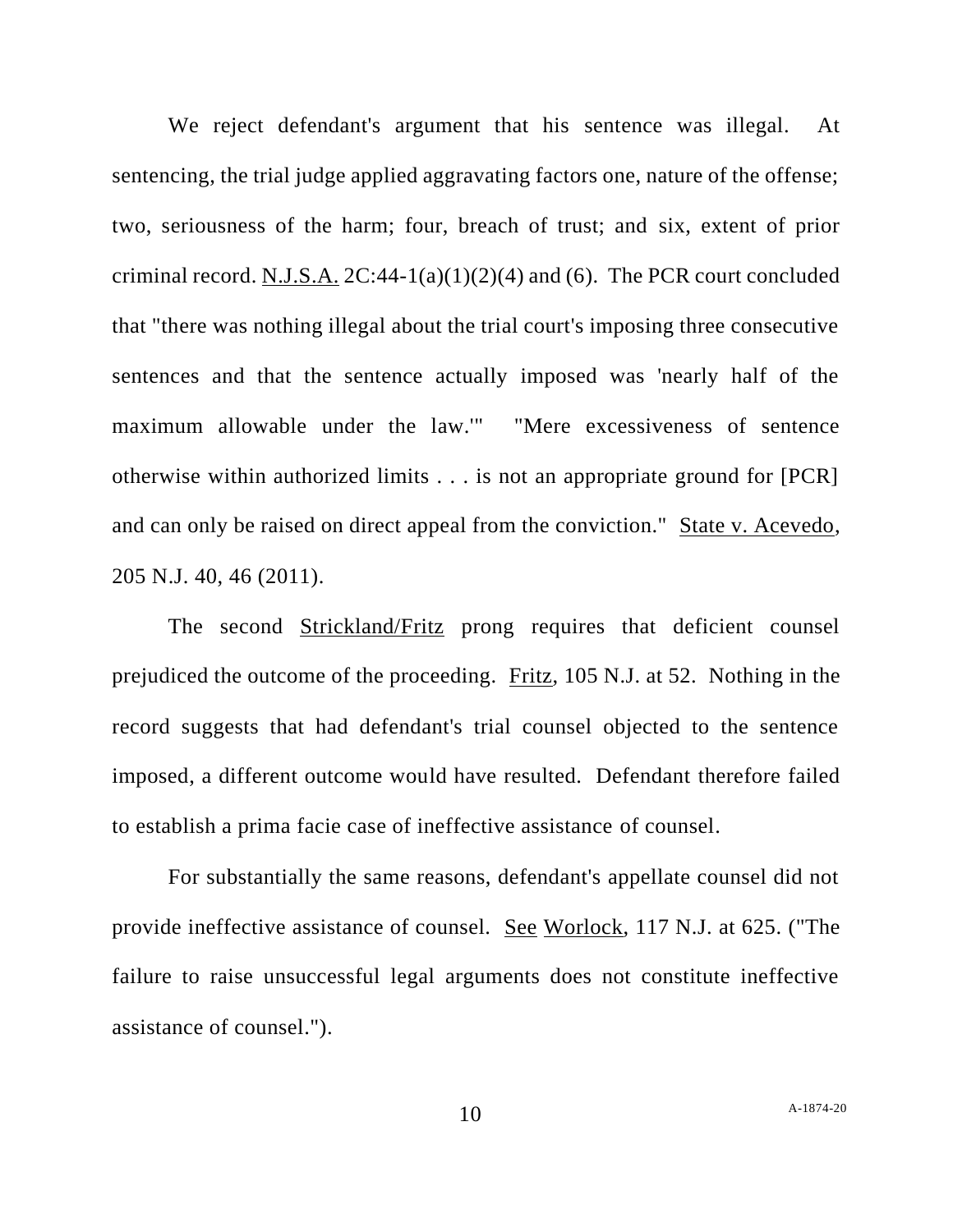We reject defendant's argument that his sentence was illegal. At sentencing, the trial judge applied aggravating factors one, nature of the offense; two, seriousness of the harm; four, breach of trust; and six, extent of prior criminal record. N.J.S.A. 2C:44-1(a)(1)(2)(4) and (6). The PCR court concluded that "there was nothing illegal about the trial court's imposing three consecutive sentences and that the sentence actually imposed was 'nearly half of the maximum allowable under the law.'" "Mere excessiveness of sentence otherwise within authorized limits . . . is not an appropriate ground for [PCR] and can only be raised on direct appeal from the conviction." State v. Acevedo, 205 N.J. 40, 46 (2011).

The second Strickland/Fritz prong requires that deficient counsel prejudiced the outcome of the proceeding. Fritz, 105 N.J. at 52. Nothing in the record suggests that had defendant's trial counsel objected to the sentence imposed, a different outcome would have resulted. Defendant therefore failed to establish a prima facie case of ineffective assistance of counsel.

For substantially the same reasons, defendant's appellate counsel did not provide ineffective assistance of counsel. See Worlock, 117 N.J. at 625. ("The failure to raise unsuccessful legal arguments does not constitute ineffective assistance of counsel.").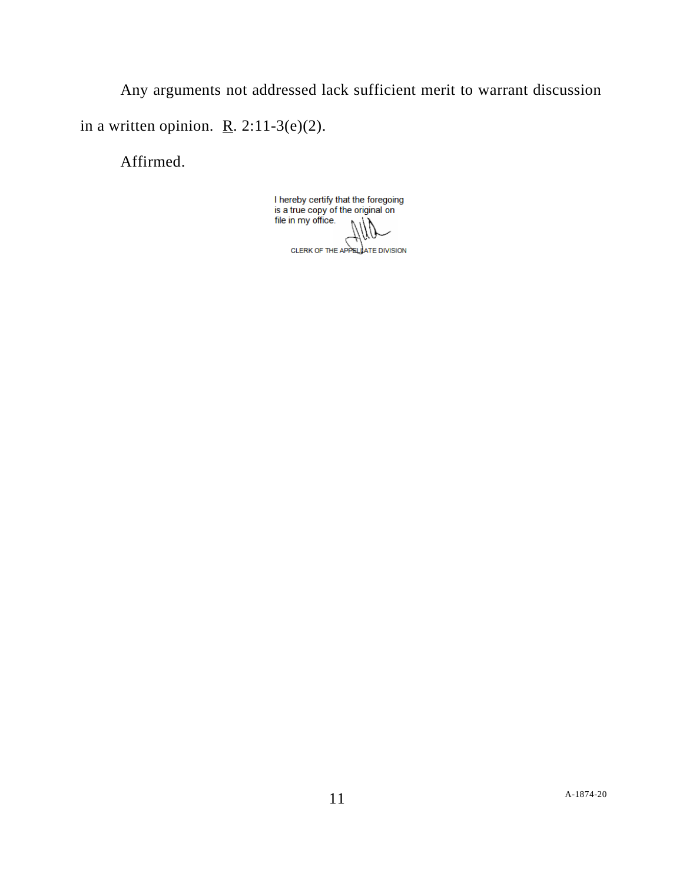Any arguments not addressed lack sufficient merit to warrant discussion in a written opinion. R. 2:11-3(e)(2).

Affirmed.

I hereby certify that the foregoing is a true copy of the original on file in my office.

CLERK OF THE APPELLATE DIVISION